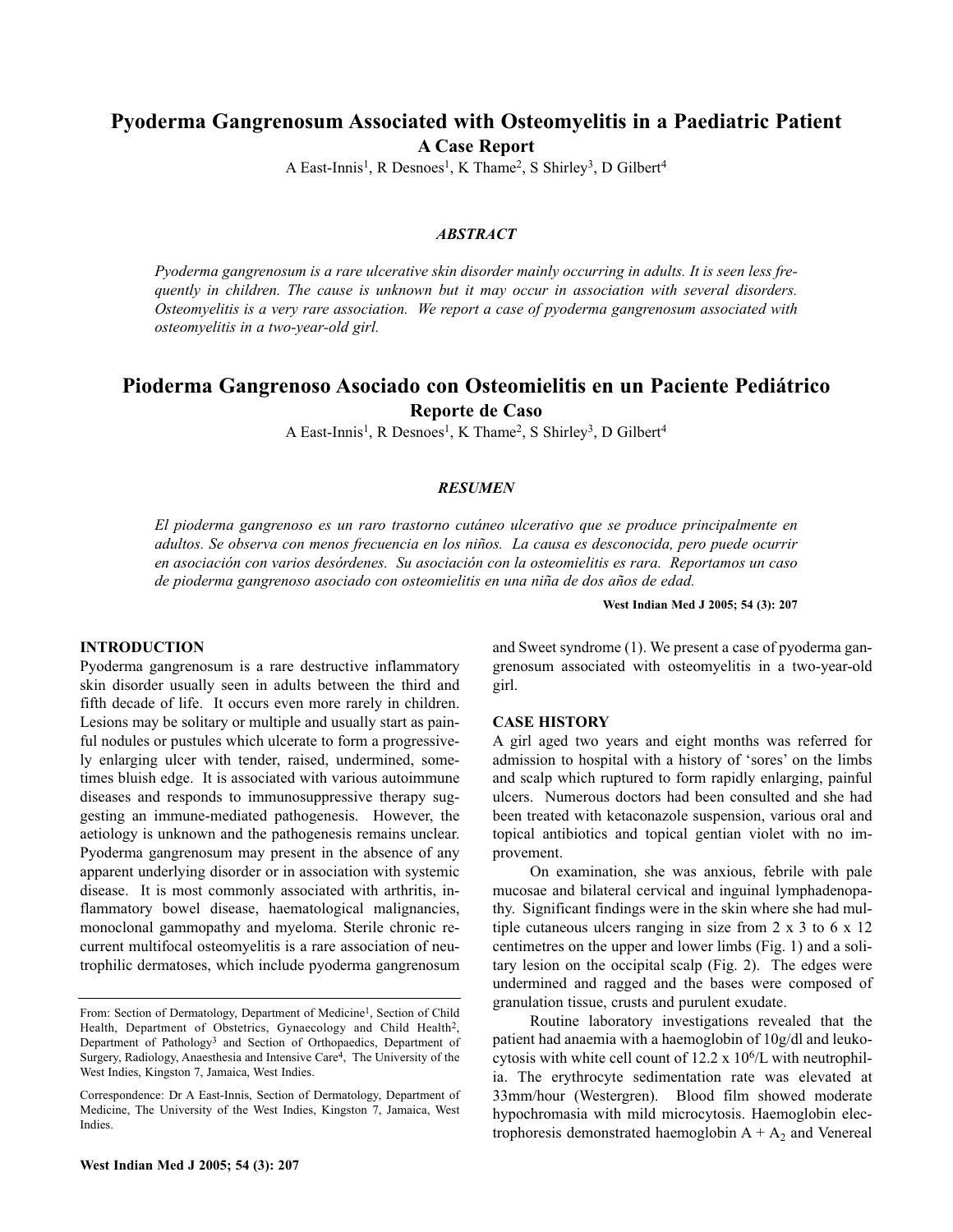# Pyoderma Gangrenosum Associated with Osteomyelitis in a Paediatric Patient

## A Case Report

A East-Innis[1], R Desnoes[1], K Thame[2], S Shirley[3], D Gilbert[4]

### *ABSTRACT*

*Pyoderma gangrenosum is a rare ulcerative skin disorder mainly occurring in adults. It is seen less frequently in children. The cause is unknown but it may occur in association with several disorders. Osteomyelitis is a very rare association. We report a case of pyoderma gangrenosum associated with osteomyelitis in a two-year-old girl.*

# Pioderma Gangrenoso Asociado con Osteomielitis en un Paciente Pediátrico

## Reporte de Caso

A East-Innis[1], R Desnoes[1], K Thame[2], S Shirley[3], D Gilbert[4]

### *RESUMEN*

*El pioderma gangrenoso es un raro trastorno cutáneo ulcerativo que se produce principalmente en adultos. Se observa con menos frecuencia en los niños. La causa es desconocida, pero puede ocurrir en asociación con varios desórdenes. Su asociación con la osteomielitis es rara. Reportamos un caso de pioderma gangrenoso asociado con osteomielitis en una niña de dos años de edad.*

**West Indian Med J 2005; 54 (3): 207**

## INTRODUCTION

Pyoderma gangrenosum is a rare destructive inflammatory skin disorder usually seen in adults between the third and fifth decade of life. It occurs even more rarely in children. Lesions may be solitary or multiple and usually start as painful nodules or pustules which ulcerate to form a progressively enlarging ulcer with tender, raised, undermined, sometimes bluish edge. It is associated with various autoimmune diseases and responds to immunosuppressive therapy suggesting an immune-mediated pathogenesis. However, the aetiology is unknown and the pathogenesis remains unclear. Pyoderma gangrenosum may present in the absence of any apparent underlying disorder or in association with systemic disease. It is most commonly associated with arthritis, inflammatory bowel disease, haematological malignancies, monoclonal gammopathy and myeloma. Sterile chronic recurrent multifocal osteomyelitis is a rare association of neutrophilic dermatoses, which include pyoderma gangrenosum and Sweet syndrome (1). We present a case of pyoderma gangrenosum associated with osteomyelitis in a two-year-old girl.

## CASE HISTORY

A girl aged two years and eight months was referred for admission to hospital with a history of 'sores' on the limbs and scalp which ruptured to form rapidly enlarging, painful ulcers. Numerous doctors had been consulted and she had been treated with ketaconazole suspension, various oral and topical antibiotics and topical gentian violet with no improvement.

On examination, she was anxious, febrile with pale mucosae and bilateral cervical and inguinal lymphadenopathy. Significant findings were in the skin where she had multiple cutaneous ulcers ranging in size from 2 x 3 to 6 x 12 centimetres on the upper and lower limbs (Fig. 1) and a solitary lesion on the occipital scalp (Fig. 2). The edges were undermined and ragged and the bases were composed of granulation tissue, crusts and purulent exudate.

Routine laboratory investigations revealed that the patient had anaemia with a haemoglobin of 10g/dl and leukocytosis with white cell count of 12.2 x $10^6$/L with neutrophilia. The erythrocyte sedimentation rate was elevated at 33mm/hour (Westergren). Blood film showed moderate hypochromasia with mild microcytosis. Haemoglobin electrophoresis demonstrated haemoglobin A + $A_2$ and Venereal

---

From: Section of Dermatology, Department of Medicine[1], Section of Child Health, Department of Obstetrics, Gynaecology and Child Health[2], Department of Pathology[3] and Section of Orthopaedics, Department of Surgery, Radiology, Anaesthesia and Intensive Care[4], The University of the West Indies, Kingston 7, Jamaica, West Indies.

Correspondence: Dr A East-Innis, Section of Dermatology, Department of Medicine, The University of the West Indies, Kingston 7, Jamaica, West Indies.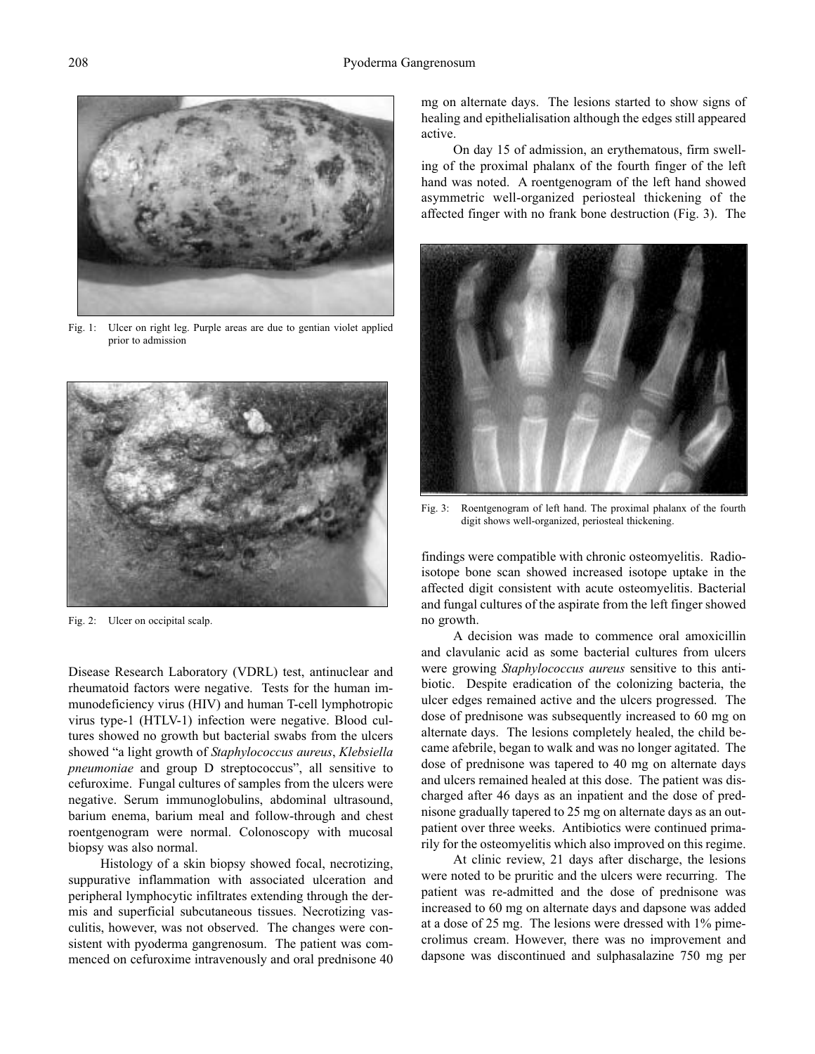Fig. 1: Ulcer on right leg. Purple areas are due to gentian violet applied prior to admission

Fig. 2: Ulcer on occipital scalp.

Disease Research Laboratory (VDRL) test, antinuclear and rheumatoid factors were negative. Tests for the human immunodeficiency virus (HIV) and human T-cell lymphotropic virus type-1 (HTLV-1) infection were negative. Blood cultures showed no growth but bacterial swabs from the ulcers showed "a light growth of *Staphylococcus aureus*, *Klebsiella pneumoniae* and group D streptococcus", all sensitive to cefuroxime. Fungal cultures of samples from the ulcers were negative. Serum immunoglobulins, abdominal ultrasound, barium enema, barium meal and follow-through and chest roentgenogram were normal. Colonoscopy with mucosal biopsy was also normal.

Histology of a skin biopsy showed focal, necrotizing, suppurative inflammation with associated ulceration and peripheral lymphocytic infiltrates extending through the dermis and superficial subcutaneous tissues. Necrotizing vasculitis, however, was not observed. The changes were consistent with pyoderma gangrenosum. The patient was commenced on cefuroxime intravenously and oral prednisone 40 mg on alternate days. The lesions started to show signs of healing and epithelialisation although the edges still appeared active.

On day 15 of admission, an erythematous, firm swelling of the proximal phalanx of the fourth finger of the left hand was noted. A roentgenogram of the left hand showed asymmetric well-organized periosteal thickening of the affected finger with no frank bone destruction (Fig. 3). The findings were compatible with chronic osteomyelitis. Radioisotope bone scan showed increased isotope uptake in the affected digit consistent with acute osteomyelitis. Bacterial and fungal cultures of the aspirate from the left finger showed no growth.

Fig. 3: Roentgenogram of left hand. The proximal phalanx of the fourth digit shows well-organized, periosteal thickening.

A decision was made to commence oral amoxicillin and clavulanic acid as some bacterial cultures from ulcers were growing *Staphylococcus aureus* sensitive to this antibiotic. Despite eradication of the colonizing bacteria, the ulcer edges remained active and the ulcers progressed. The dose of prednisone was subsequently increased to 60 mg on alternate days. The lesions completely healed, the child became afebrile, began to walk and was no longer agitated. The dose of prednisone was tapered to 40 mg on alternate days and ulcers remained healed at this dose. The patient was discharged after 46 days as an inpatient and the dose of prednisone gradually tapered to 25 mg on alternate days as an outpatient over three weeks. Antibiotics were continued primarily for the osteomyelitis which also improved on this regime.

At clinic review, 21 days after discharge, the lesions were noted to be pruritic and the ulcers were recurring. The patient was re-admitted and the dose of prednisone was increased to 60 mg on alternate days and dapsone was added at a dose of 25 mg. The lesions were dressed with 1% pimecrolimus cream. However, there was no improvement and dapsone was discontinued and sulphasalazine 750 mg per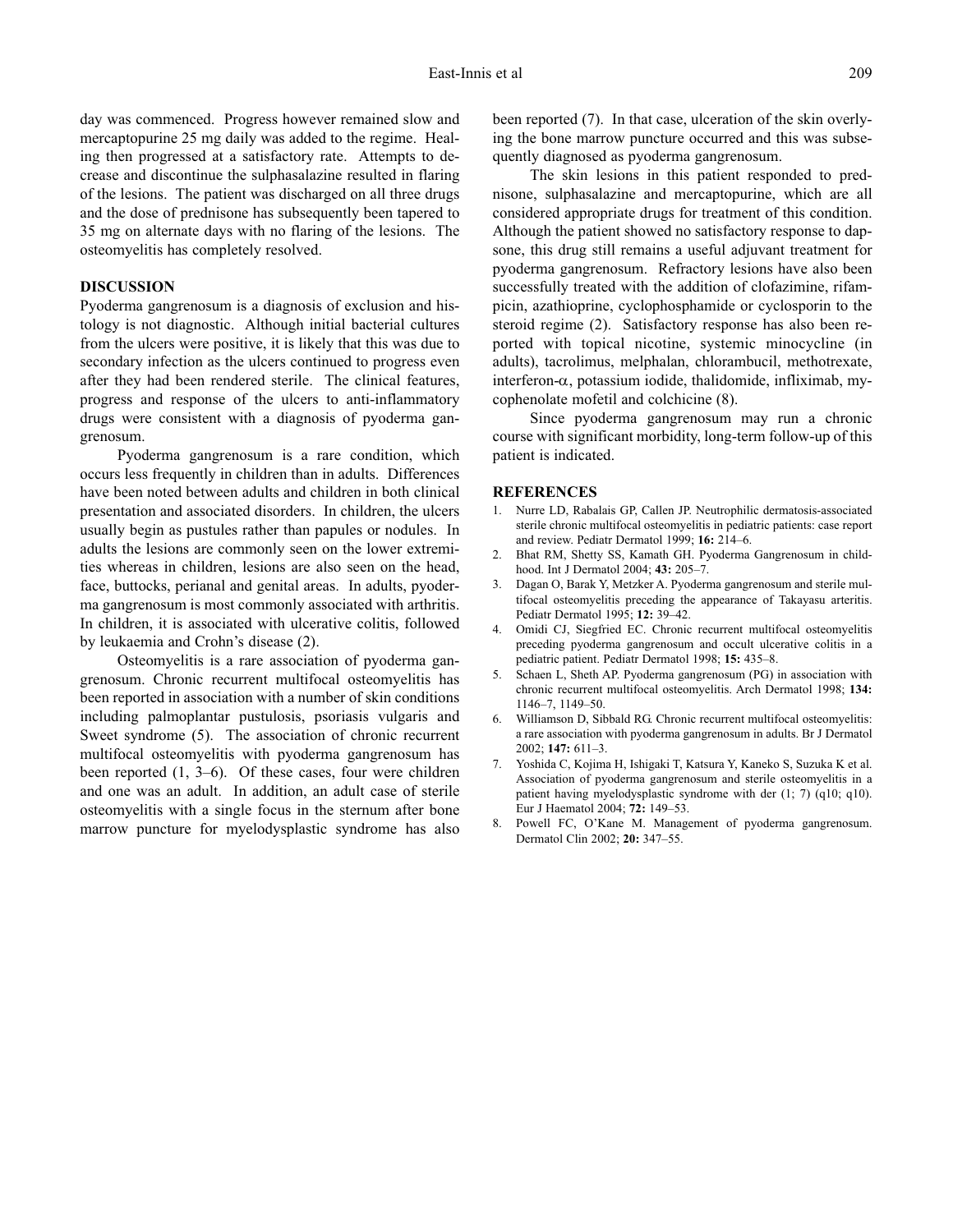day was commenced. Progress however remained slow and mercaptopurine 25 mg daily was added to the regime. Healing then progressed at a satisfactory rate. Attempts to decrease and discontinue the sulphasalazine resulted in flaring of the lesions. The patient was discharged on all three drugs and the dose of prednisone has subsequently been tapered to 35 mg on alternate days with no flaring of the lesions. The osteomyelitis has completely resolved.

## DISCUSSION

Pyoderma gangrenosum is a diagnosis of exclusion and histology is not diagnostic. Although initial bacterial cultures from the ulcers were positive, it is likely that this was due to secondary infection as the ulcers continued to progress even after they had been rendered sterile. The clinical features, progress and response of the ulcers to anti-inflammatory drugs were consistent with a diagnosis of pyoderma gangrenosum.

Pyoderma gangrenosum is a rare condition, which occurs less frequently in children than in adults. Differences have been noted between adults and children in both clinical presentation and associated disorders. In children, the ulcers usually begin as pustules rather than papules or nodules. In adults the lesions are commonly seen on the lower extremities whereas in children, lesions are also seen on the head, face, buttocks, perianal and genital areas. In adults, pyoderma gangrenosum is most commonly associated with arthritis. In children, it is associated with ulcerative colitis, followed by leukaemia and Crohn's disease (2).

Osteomyelitis is a rare association of pyoderma gangrenosum. Chronic recurrent multifocal osteomyelitis has been reported in association with a number of skin conditions including palmoplantar pustulosis, psoriasis vulgaris and Sweet syndrome (5). The association of chronic recurrent multifocal osteomyelitis with pyoderma gangrenosum has been reported (1, 3–6). Of these cases, four were children and one was an adult. In addition, an adult case of sterile osteomyelitis with a single focus in the sternum after bone marrow puncture for myelodysplastic syndrome has also been reported (7). In that case, ulceration of the skin overlying the bone marrow puncture occurred and this was subsequently diagnosed as pyoderma gangrenosum.

The skin lesions in this patient responded to prednisone, sulphasalazine and mercaptopurine, which are all considered appropriate drugs for treatment of this condition. Although the patient showed no satisfactory response to dapsone, this drug still remains a useful adjuvant treatment for pyoderma gangrenosum. Refractory lesions have also been successfully treated with the addition of clofazimine, rifampicin, azathioprine, cyclophosphamide or cyclosporin to the steroid regime (2). Satisfactory response has also been reported with topical nicotine, systemic minocycline (in adults), tacrolimus, melphalan, chlorambucil, methotrexate, interferon-$\alpha$, potassium iodide, thalidomide, infliximab, mycophenolate mofetil and colchicine (8).

Since pyoderma gangrenosum may run a chronic course with significant morbidity, long-term follow-up of this patient is indicated.

## REFERENCES

1. Nurre LD, Rabalais GP, Callen JP. Neutrophilic dermatosis-associated sterile chronic multifocal osteomyelitis in pediatric patients: case report and review. Pediatr Dermatol 1999; **16:** 214–6.
2. Bhat RM, Shetty SS, Kamath GH. Pyoderma Gangrenosum in childhood. Int J Dermatol 2004; **43:** 205–7.
3. Dagan O, Barak Y, Metzker A. Pyoderma gangrenosum and sterile multifocal osteomyelitis preceding the appearance of Takayasu arteritis. Pediatr Dermatol 1995; **12:** 39–42.
4. Omidi CJ, Siegfried EC. Chronic recurrent multifocal osteomyelitis preceding pyoderma gangrenosum and occult ulcerative colitis in a pediatric patient. Pediatr Dermatol 1998; **15:** 435–8.
5. Schaen L, Sheth AP. Pyoderma gangrenosum (PG) in association with chronic recurrent multifocal osteomyelitis. Arch Dermatol 1998; **134:** 1146–7, 1149–50.
6. Williamson D, Sibbald RG. Chronic recurrent multifocal osteomyelitis: a rare association with pyoderma gangrenosum in adults. Br J Dermatol 2002; **147:** 611–3.
7. Yoshida C, Kojima H, Ishigaki T, Katsura Y, Kaneko S, Suzuka K et al. Association of pyoderma gangrenosum and sterile osteomyelitis in a patient having myelodysplastic syndrome with der (1; 7) (q10; q10). Eur J Haematol 2004; **72:** 149–53.
8. Powell FC, O'Kane M. Management of pyoderma gangrenosum. Dermatol Clin 2002; **20:** 347–55.